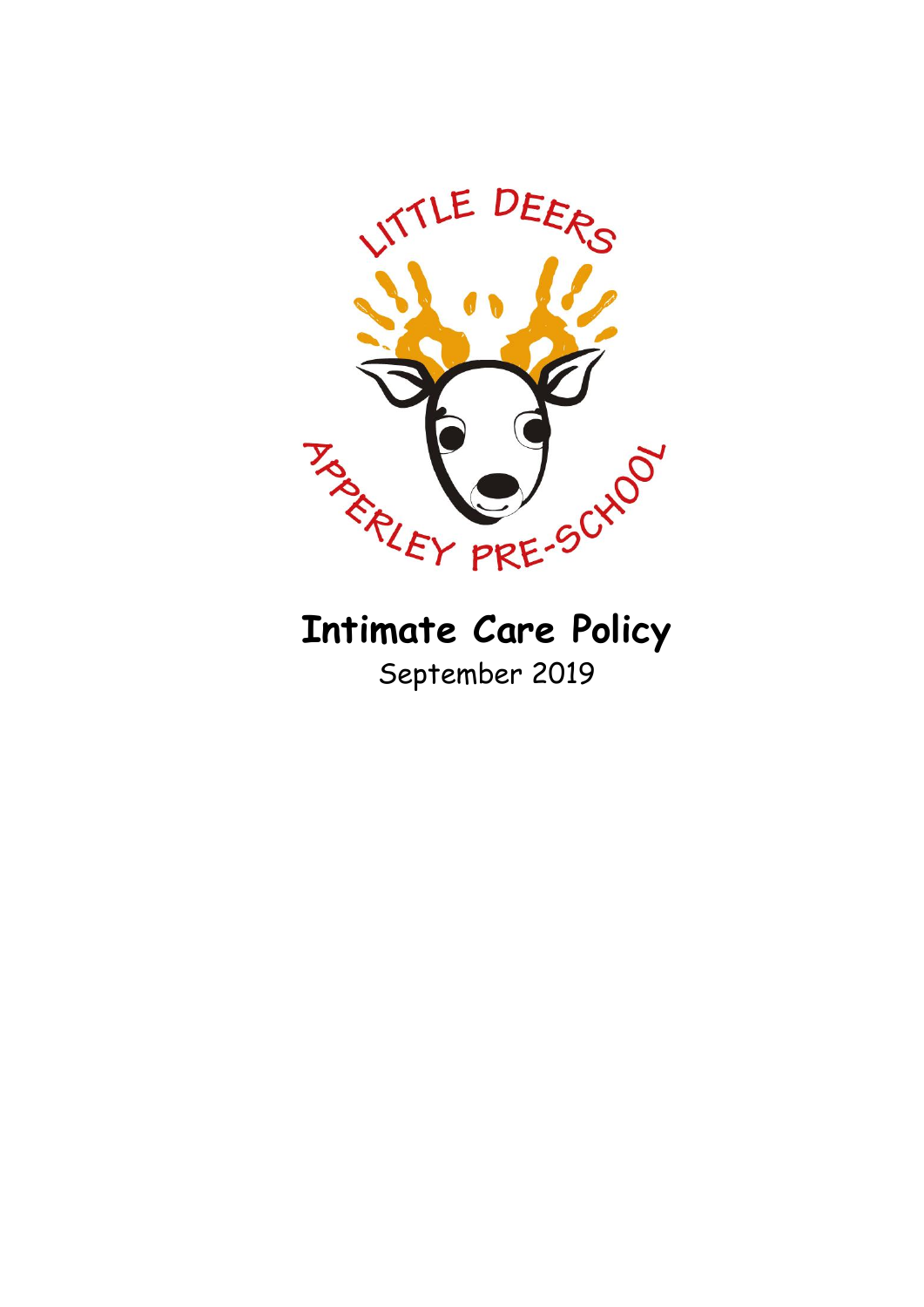LITTLE DEERS

APPERLEY PRE-SCHOOL

# Intimate Care Policy

September 2019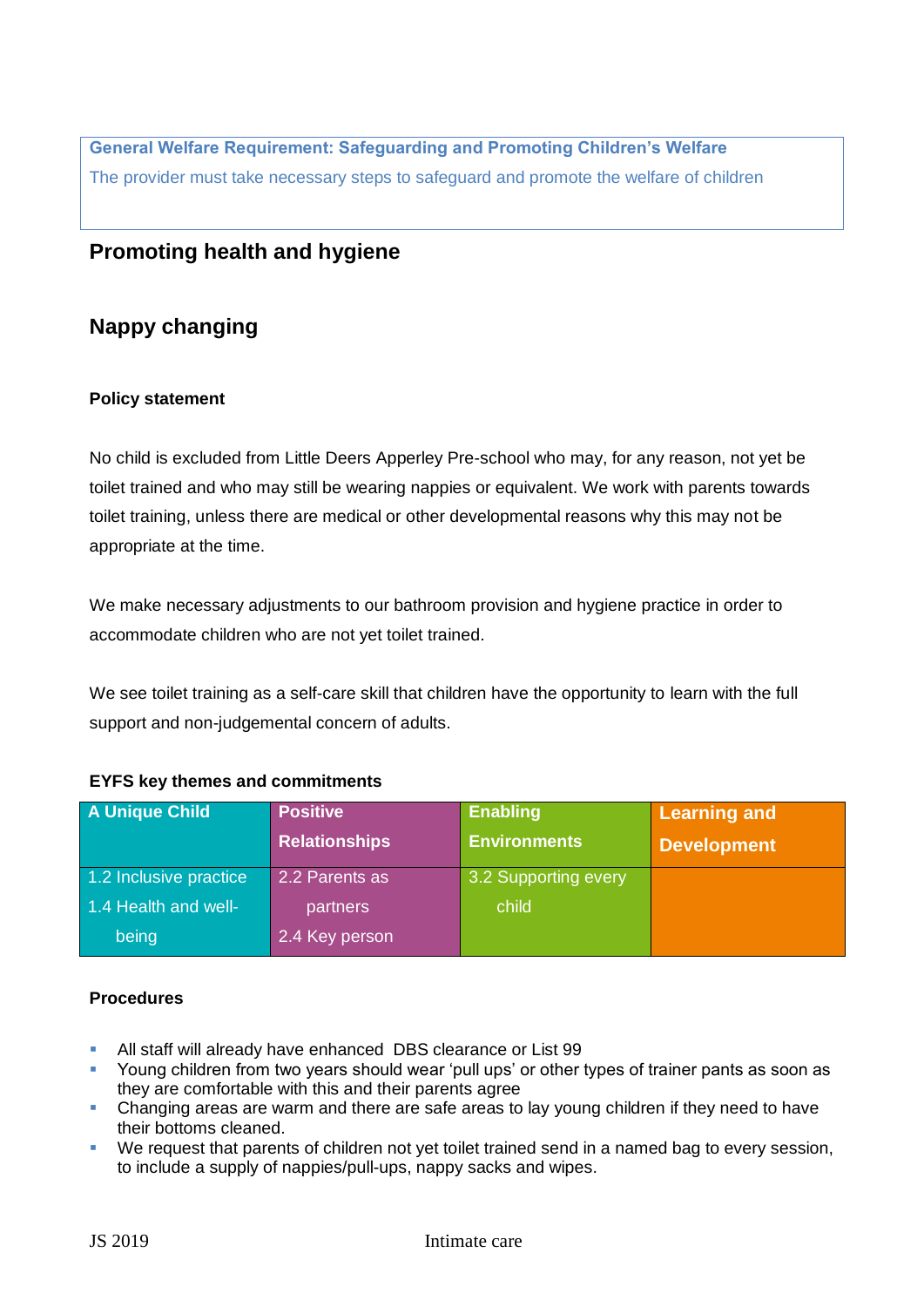**General Welfare Requirement: Safeguarding and Promoting Children's Welfare**

The provider must take necessary steps to safeguard and promote the welfare of children

## Promoting health and hygiene

## Nappy changing

### Policy statement

No child is excluded from Little Deers Apperley Pre-school who may, for any reason, not yet be toilet trained and who may still be wearing nappies or equivalent. We work with parents towards toilet training, unless there are medical or other developmental reasons why this may not be appropriate at the time.

We make necessary adjustments to our bathroom provision and hygiene practice in order to accommodate children who are not yet toilet trained.

We see toilet training as a self-care skill that children have the opportunity to learn with the full support and non-judgemental concern of adults.

### EYFS key themes and commitments

| A Unique Child | Positive Relationships | Enabling Environments | Learning and Development |
|---|---|---|---|
| 1.2 Inclusive practice<br>1.4 Health and well-being | 2.2 Parents as partners<br>2.4 Key person | 3.2 Supporting every child | |

### Procedures

- All staff will already have enhanced DBS clearance or List 99
- Young children from two years should wear 'pull ups' or other types of trainer pants as soon as they are comfortable with this and their parents agree
- Changing areas are warm and there are safe areas to lay young children if they need to have their bottoms cleaned.
- We request that parents of children not yet toilet trained send in a named bag to every session, to include a supply of nappies/pull-ups, nappy sacks and wipes.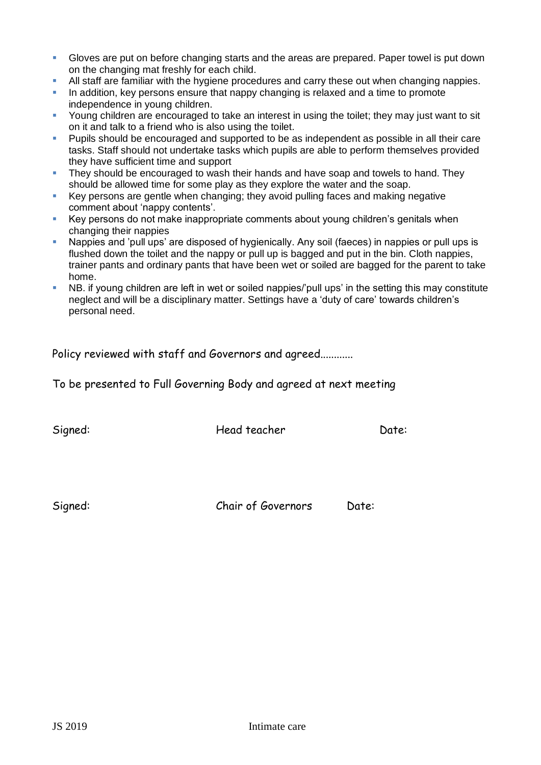- Gloves are put on before changing starts and the areas are prepared. Paper towel is put down on the changing mat freshly for each child.
- All staff are familiar with the hygiene procedures and carry these out when changing nappies.
- In addition, key persons ensure that nappy changing is relaxed and a time to promote independence in young children.
- Young children are encouraged to take an interest in using the toilet; they may just want to sit on it and talk to a friend who is also using the toilet.
- Pupils should be encouraged and supported to be as independent as possible in all their care tasks. Staff should not undertake tasks which pupils are able to perform themselves provided they have sufficient time and support
- They should be encouraged to wash their hands and have soap and towels to hand. They should be allowed time for some play as they explore the water and the soap.
- Key persons are gentle when changing; they avoid pulling faces and making negative comment about 'nappy contents'.
- Key persons do not make inappropriate comments about young children's genitals when changing their nappies
- Nappies and 'pull ups' are disposed of hygienically. Any soil (faeces) in nappies or pull ups is flushed down the toilet and the nappy or pull up is bagged and put in the bin. Cloth nappies, trainer pants and ordinary pants that have been wet or soiled are bagged for the parent to take home.
- NB. if young children are left in wet or soiled nappies/'pull ups' in the setting this may constitute neglect and will be a disciplinary matter. Settings have a 'duty of care' towards children's personal need.

Policy reviewed with staff and Governors and agreed............

To be presented to Full Governing Body and agreed at next meeting

Signed: Head teacher Date:

Signed: Chair of Governors Date: